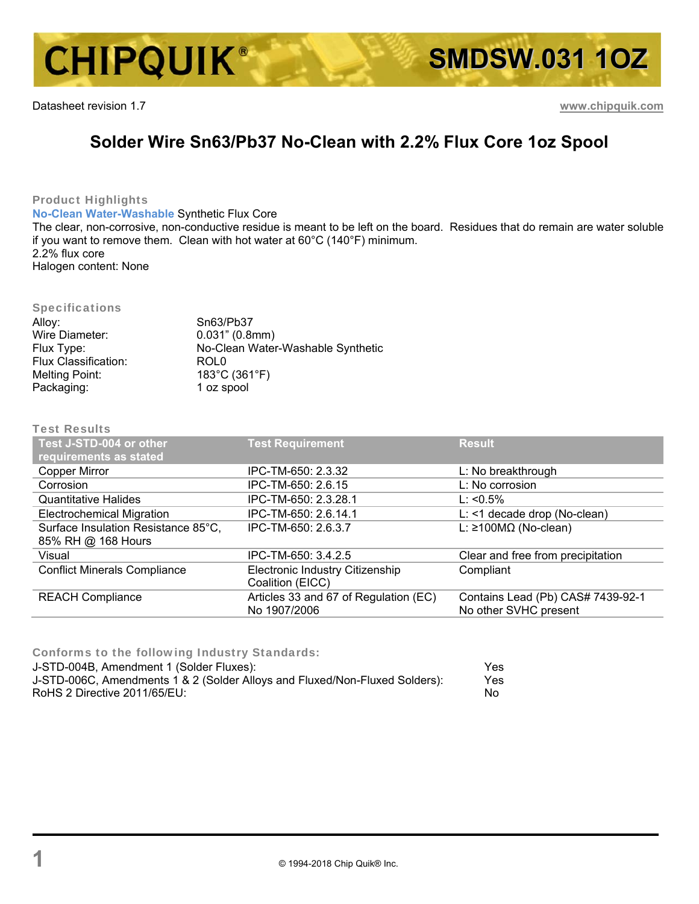# CHIPQUIK® SMDSW.031 1OZ

Datasheet revision 1.7 www.chipquik.com

## Solder Wire Sn63/Pb37 No-Clean with 2.2% Flux Core 1oz Spool

### Product Highlights

**No-Clean Water-Washable** Synthetic Flux Core
The clear, non-corrosive, non-conductive residue is meant to be left on the board. Residues that do remain are water soluble if you want to remove them. Clean with hot water at 60°C (140°F) minimum.
2.2% flux core
Halogen content: None

### Specifications

| | |
|---|---|
| Alloy: | Sn63/Pb37 |
| Wire Diameter: | 0.031" (0.8mm) |
| Flux Type: | No-Clean Water-Washable Synthetic |
| Flux Classification: | ROL0 |
| Melting Point: | 183°C (361°F) |
| Packaging: | 1 oz spool |

### Test Results

| Test J-STD-004 or other requirements as stated | Test Requirement | Result |
|---|---|---|
| Copper Mirror | IPC-TM-650: 2.3.32 | L: No breakthrough |
| Corrosion | IPC-TM-650: 2.6.15 | L: No corrosion |
| Quantitative Halides | IPC-TM-650: 2.3.28.1 | L: <0.5% |
| Electrochemical Migration | IPC-TM-650: 2.6.14.1 | L: <1 decade drop (No-clean) |
| Surface Insulation Resistance 85°C, 85% RH @ 168 Hours | IPC-TM-650: 2.6.3.7 | L: ≥100MΩ (No-clean) |
| Visual | IPC-TM-650: 3.4.2.5 | Clear and free from precipitation |
| Conflict Minerals Compliance | Electronic Industry Citizenship Coalition (EICC) | Compliant |
| REACH Compliance | Articles 33 and 67 of Regulation (EC) No 1907/2006 | Contains Lead (Pb) CAS# 7439-92-1<br>No other SVHC present |

### Conforms to the following Industry Standards:

| | |
|---|---|
| J-STD-004B, Amendment 1 (Solder Fluxes): | Yes |
| J-STD-006C, Amendments 1 & 2 (Solder Alloys and Fluxed/Non-Fluxed Solders): | Yes |
| RoHS 2 Directive 2011/65/EU: | No |

© 1994-2018 Chip Quik® Inc.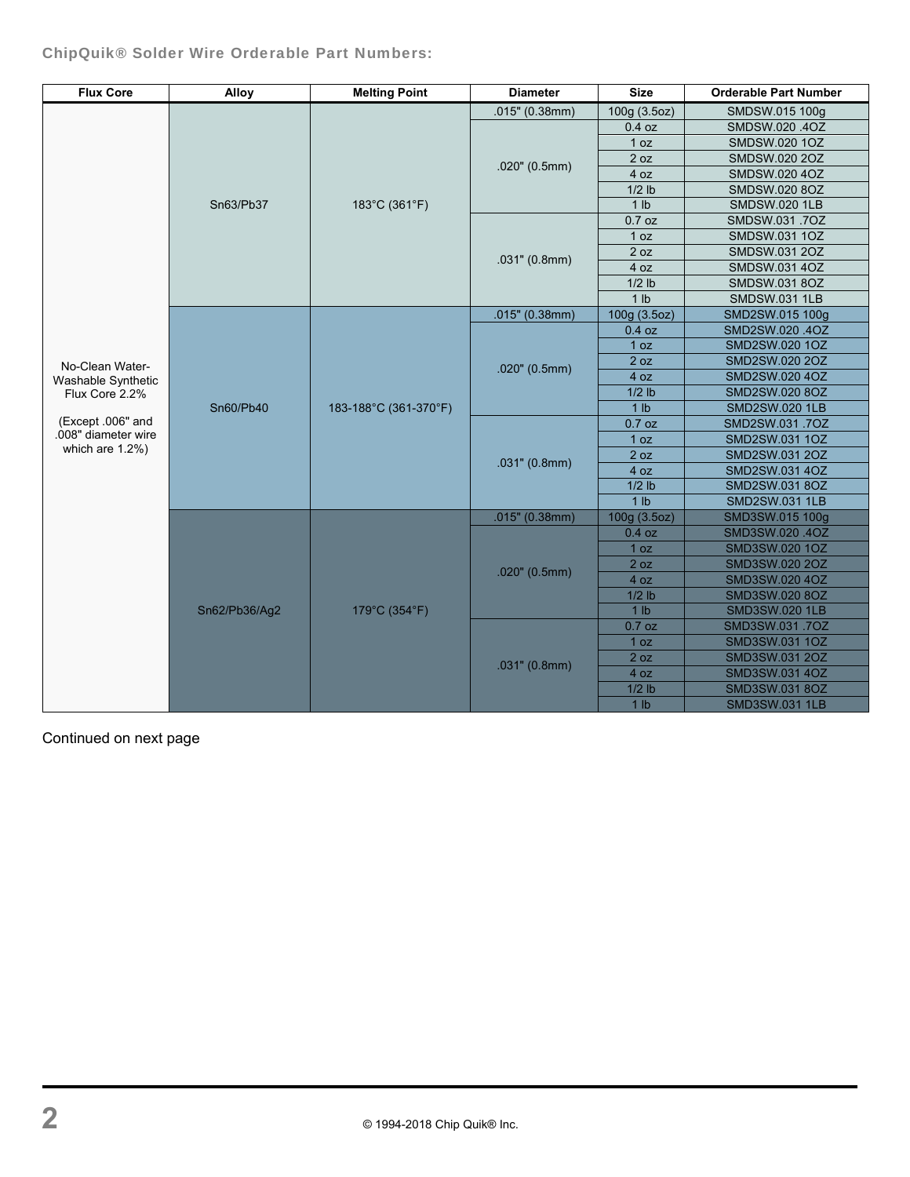## ChipQuik® Solder Wire Orderable Part Numbers:

| Flux Core | Alloy | Melting Point | Diameter | Size | Orderable Part Number |
|---|---|---|---|---|---|
| No-Clean Water-Washable Synthetic Flux Core 2.2% (Except .006" and .008" diameter wire which are 1.2%) | Sn63/Pb37 | 183°C (361°F) | .015" (0.38mm) | 100g (3.5oz) | SMDSW.015 100g |
| | | | .020" (0.5mm) | 0.4 oz | SMDSW.020 .4OZ |
| | | | | 1 oz | SMDSW.020 1OZ |
| | | | | 2 oz | SMDSW.020 2OZ |
| | | | | 4 oz | SMDSW.020 4OZ |
| | | | | 1/2 lb | SMDSW.020 8OZ |
| | | | | 1 lb | SMDSW.020 1LB |
| | | | .031" (0.8mm) | 0.7 oz | SMDSW.031 .7OZ |
| | | | | 1 oz | SMDSW.031 1OZ |
| | | | | 2 oz | SMDSW.031 2OZ |
| | | | | 4 oz | SMDSW.031 4OZ |
| | | | | 1/2 lb | SMDSW.031 8OZ |
| | | | | 1 lb | SMDSW.031 1LB |
| | Sn60/Pb40 | 183-188°C (361-370°F) | .015" (0.38mm) | 100g (3.5oz) | SMD2SW.015 100g |
| | | | .020" (0.5mm) | 0.4 oz | SMD2SW.020 .4OZ |
| | | | | 1 oz | SMD2SW.020 1OZ |
| | | | | 2 oz | SMD2SW.020 2OZ |
| | | | | 4 oz | SMD2SW.020 4OZ |
| | | | | 1/2 lb | SMD2SW.020 8OZ |
| | | | | 1 lb | SMD2SW.020 1LB |
| | | | .031" (0.8mm) | 0.7 oz | SMD2SW.031 .7OZ |
| | | | | 1 oz | SMD2SW.031 1OZ |
| | | | | 2 oz | SMD2SW.031 2OZ |
| | | | | 4 oz | SMD2SW.031 4OZ |
| | | | | 1/2 lb | SMD2SW.031 8OZ |
| | | | | 1 lb | SMD2SW.031 1LB |
| | Sn62/Pb36/Ag2 | 179°C (354°F) | .015" (0.38mm) | 100g (3.5oz) | SMD3SW.015 100g |
| | | | .020" (0.5mm) | 0.4 oz | SMD3SW.020 .4OZ |
| | | | | 1 oz | SMD3SW.020 1OZ |
| | | | | 2 oz | SMD3SW.020 2OZ |
| | | | | 4 oz | SMD3SW.020 4OZ |
| | | | | 1/2 lb | SMD3SW.020 8OZ |
| | | | | 1 lb | SMD3SW.020 1LB |
| | | | .031" (0.8mm) | 0.7 oz | SMD3SW.031 .7OZ |
| | | | | 1 oz | SMD3SW.031 1OZ |
| | | | | 2 oz | SMD3SW.031 2OZ |
| | | | | 4 oz | SMD3SW.031 4OZ |
| | | | | 1/2 lb | SMD3SW.031 8OZ |
| | | | | 1 lb | SMD3SW.031 1LB |

Continued on next page

© 1994-2018 Chip Quik® Inc.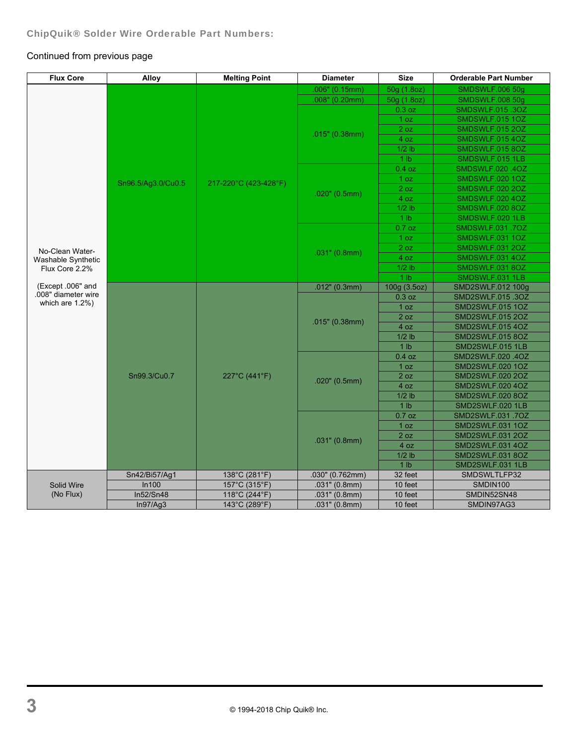**ChipQuik® Solder Wire Orderable Part Numbers:**

Continued from previous page

| Flux Core | Alloy | Melting Point | Diameter | Size | Orderable Part Number |
|---|---|---|---|---|---|
| No-Clean Water-Washable Synthetic Flux Core 2.2% (Except .006" and .008" diameter wire which are 1.2%) | Sn96.5/Ag3.0/Cu0.5 | 217-220°C (423-428°F) | .006" (0.15mm) | 50g (1.8oz) | SMDSWLF.006 50g |
| | | | .008" (0.20mm) | 50g (1.8oz) | SMDSWLF.008 50g |
| | | | .015" (0.38mm) | 0.3 oz | SMDSWLF.015 .3OZ |
| | | | | 1 oz | SMDSWLF.015 1OZ |
| | | | | 2 oz | SMDSWLF.015 2OZ |
| | | | | 4 oz | SMDSWLF.015 4OZ |
| | | | | 1/2 lb | SMDSWLF.015 8OZ |
| | | | | 1 lb | SMDSWLF.015 1LB |
| | | | .020" (0.5mm) | 0.4 oz | SMDSWLF.020 .4OZ |
| | | | | 1 oz | SMDSWLF.020 1OZ |
| | | | | 2 oz | SMDSWLF.020 2OZ |
| | | | | 4 oz | SMDSWLF.020 4OZ |
| | | | | 1/2 lb | SMDSWLF.020 8OZ |
| | | | | 1 lb | SMDSWLF.020 1LB |
| | | | .031" (0.8mm) | 0.7 oz | SMDSWLF.031 .7OZ |
| | | | | 1 oz | SMDSWLF.031 1OZ |
| | | | | 2 oz | SMDSWLF.031 2OZ |
| | | | | 4 oz | SMDSWLF.031 4OZ |
| | | | | 1/2 lb | SMDSWLF.031 8OZ |
| | | | | 1 lb | SMDSWLF.031 1LB |
| | Sn99.3/Cu0.7 | 227°C (441°F) | .012" (0.3mm) | 100g (3.5oz) | SMD2SWLF.012 100g |
| | | | .015" (0.38mm) | 0.3 oz | SMD2SWLF.015 .3OZ |
| | | | | 1 oz | SMD2SWLF.015 1OZ |
| | | | | 2 oz | SMD2SWLF.015 2OZ |
| | | | | 4 oz | SMD2SWLF.015 4OZ |
| | | | | 1/2 lb | SMD2SWLF.015 8OZ |
| | | | | 1 lb | SMD2SWLF.015 1LB |
| | | | .020" (0.5mm) | 0.4 oz | SMD2SWLF.020 .4OZ |
| | | | | 1 oz | SMD2SWLF.020 1OZ |
| | | | | 2 oz | SMD2SWLF.020 2OZ |
| | | | | 4 oz | SMD2SWLF.020 4OZ |
| | | | | 1/2 lb | SMD2SWLF.020 8OZ |
| | | | | 1 lb | SMD2SWLF.020 1LB |
| | | | .031" (0.8mm) | 0.7 oz | SMD2SWLF.031 .7OZ |
| | | | | 1 oz | SMD2SWLF.031 1OZ |
| | | | | 2 oz | SMD2SWLF.031 2OZ |
| | | | | 4 oz | SMD2SWLF.031 4OZ |
| | | | | 1/2 lb | SMD2SWLF.031 8OZ |
| | | | | 1 lb | SMD2SWLF.031 1LB |
| Solid Wire (No Flux) | Sn42/Bi57/Ag1 | 138°C (281°F) | .030" (0.762mm) | 32 feet | SMDSWLTLFP32 |
| | In100 | 157°C (315°F) | .031" (0.8mm) | 10 feet | SMDIN100 |
| | In52/Sn48 | 118°C (244°F) | .031" (0.8mm) | 10 feet | SMDIN52SN48 |
| | In97/Ag3 | 143°C (289°F) | .031" (0.8mm) | 10 feet | SMDIN97AG3 |

© 1994-2018 Chip Quik® Inc.